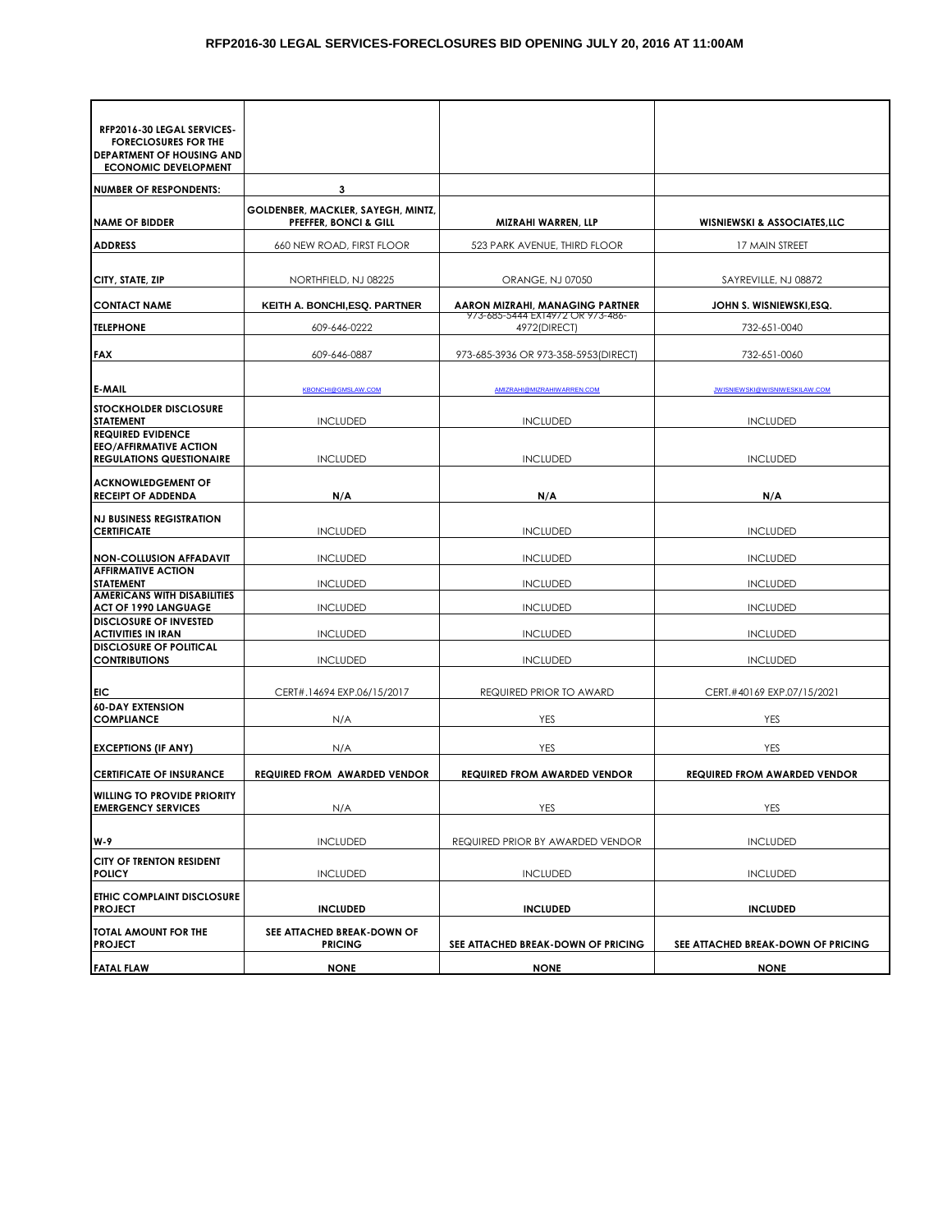# RFP2016-30 LEGAL SERVICES-FORECLOSURES BID OPENING JULY 20, 2016 AT 11:00AM

| RFP2016-30 LEGAL SERVICES-FORECLOSURES FOR THE DEPARTMENT OF HOUSING AND ECONOMIC DEVELOPMENT | | | |
|---|---|---|---|
| **NUMBER OF RESPONDENTS:** | **3** | | |
| **NAME OF BIDDER** | **GOLDENBER, MACKLER, SAYEGH, MINTZ, PFEFFER, BONCI & GILL** | **MIZRAHI WARREN, LLP** | **WISNIEWSKI & ASSOCIATES,LLC** |
| **ADDRESS** | 660 NEW ROAD, FIRST FLOOR | 523 PARK AVENUE, THIRD FLOOR | 17 MAIN STREET |
| **CITY, STATE, ZIP** | NORTHFIELD, NJ 08225 | ORANGE, NJ 07050 | SAYREVILLE, NJ 08872 |
| **CONTACT NAME** | **KEITH A. BONCHI,ESQ. PARTNER** | **AARON MIZRAHI, MANAGING PARTNER** | **JOHN S. WISNIEWSKI,ESQ.** |
| **TELEPHONE** | 609-646-0222 | 973-685-5444 EX14972 OR 973-486-4972(DIRECT) | 732-651-0040 |
| **FAX** | 609-646-0887 | 973-685-3936 OR 973-358-5953(DIRECT) | 732-651-0060 |
| **E-MAIL** | KBONCHI@GMSLAW.COM | AMIZRAHI@MIZRAHIWARREN.COM | JWISNIEWSKI@WISNIWESKILAW.COM |
| **STOCKHOLDER DISCLOSURE STATEMENT** | INCLUDED | INCLUDED | INCLUDED |
| **REQUIRED EVIDENCE EEO/AFFIRMATIVE ACTION REGULATIONS QUESTIONAIRE** | INCLUDED | INCLUDED | INCLUDED |
| **ACKNOWLEDGEMENT OF RECEIPT OF ADDENDA** | **N/A** | **N/A** | **N/A** |
| **NJ BUSINESS REGISTRATION CERTIFICATE** | INCLUDED | INCLUDED | INCLUDED |
| **NON-COLLUSION AFFADAVIT** | INCLUDED | INCLUDED | INCLUDED |
| **AFFIRMATIVE ACTION STATEMENT** | INCLUDED | INCLUDED | INCLUDED |
| **AMERICANS WITH DISABILITIES ACT OF 1990 LANGUAGE** | INCLUDED | INCLUDED | INCLUDED |
| **DISCLOSURE OF INVESTED ACTIVITIES IN IRAN** | INCLUDED | INCLUDED | INCLUDED |
| **DISCLOSURE OF POLITICAL CONTRIBUTIONS** | INCLUDED | INCLUDED | INCLUDED |
| **EIC** | CERT#.14694 EXP.06/15/2017 | REQUIRED PRIOR TO AWARD | CERT.#40169 EXP.07/15/2021 |
| **60-DAY EXTENSION COMPLIANCE** | N/A | YES | YES |
| **EXCEPTIONS (IF ANY)** | N/A | YES | YES |
| **CERTIFICATE OF INSURANCE** | **REQUIRED FROM AWARDED VENDOR** | **REQUIRED FROM AWARDED VENDOR** | **REQUIRED FROM AWARDED VENDOR** |
| **WILLING TO PROVIDE PRIORITY EMERGENCY SERVICES** | N/A | YES | YES |
| **W-9** | INCLUDED | REQUIRED PRIOR BY AWARDED VENDOR | INCLUDED |
| **CITY OF TRENTON RESIDENT POLICY** | INCLUDED | INCLUDED | INCLUDED |
| **ETHIC COMPLAINT DISCLOSURE PROJECT** | **INCLUDED** | **INCLUDED** | **INCLUDED** |
| **TOTAL AMOUNT FOR THE PROJECT** | **SEE ATTACHED BREAK-DOWN OF PRICING** | **SEE ATTACHED BREAK-DOWN OF PRICING** | **SEE ATTACHED BREAK-DOWN OF PRICING** |
| **FATAL FLAW** | **NONE** | **NONE** | **NONE** |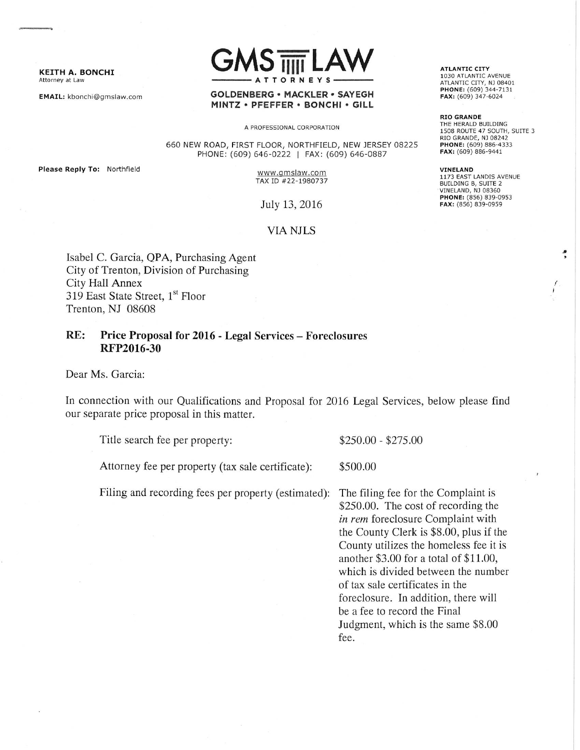**KEITH A. BONCHI**
Attorney at Law

**EMAIL:** kbonchi@gmslaw.com

**GMS LAW**
ATTORNEYS

**GOLDENBERG • MACKLER • SAYEGH**
**MINTZ • PFEFFER • BONCHI • GILL**

A PROFESSIONAL CORPORATION

660 NEW ROAD, FIRST FLOOR, NORTHFIELD, NEW JERSEY 08225
PHONE: (609) 646-0222 | FAX: (609) 646-0887

www.gmslaw.com
TAX ID #22-1980737

**ATLANTIC CITY**
1030 ATLANTIC AVENUE
ATLANTIC CITY, NJ 08401
**PHONE:** (609) 344-7131
**FAX:** (609) 347-6024

**RIO GRANDE**
THE HERALD BUILDING
1508 ROUTE 47 SOUTH, SUITE 3
RIO GRANDE, NJ 08242
**PHONE:** (609) 886-4333
**FAX:** (609) 886-9441

**VINELAND**
1173 EAST LANDIS AVENUE
BUILDING B, SUITE 2
VINELAND, NJ 08360
**PHONE:** (856) 839-0953
**FAX:** (856) 839-0959

**Please Reply To:** Northfield

July 13, 2016

VIA NJLS

Isabel C. Garcia, QPA, Purchasing Agent
City of Trenton, Division of Purchasing
City Hall Annex
319 East State Street, 1st Floor
Trenton, NJ 08608

**RE: Price Proposal for 2016 - Legal Services – Foreclosures**
**RFP2016-30**

Dear Ms. Garcia:

In connection with our Qualifications and Proposal for 2016 Legal Services, below please find our separate price proposal in this matter.

| | |
|---|---|
| Title search fee per property: | \$250.00 - \$275.00 |
| Attorney fee per property (tax sale certificate): | \$500.00 |
| Filing and recording fees per property (estimated): | The filing fee for the Complaint is \$250.00. The cost of recording the *in rem* foreclosure Complaint with the County Clerk is \$8.00, plus if the County utilizes the homeless fee it is another \$3.00 for a total of \$11.00, which is divided between the number of tax sale certificates in the foreclosure. In addition, there will be a fee to record the Final Judgment, which is the same \$8.00 fee. |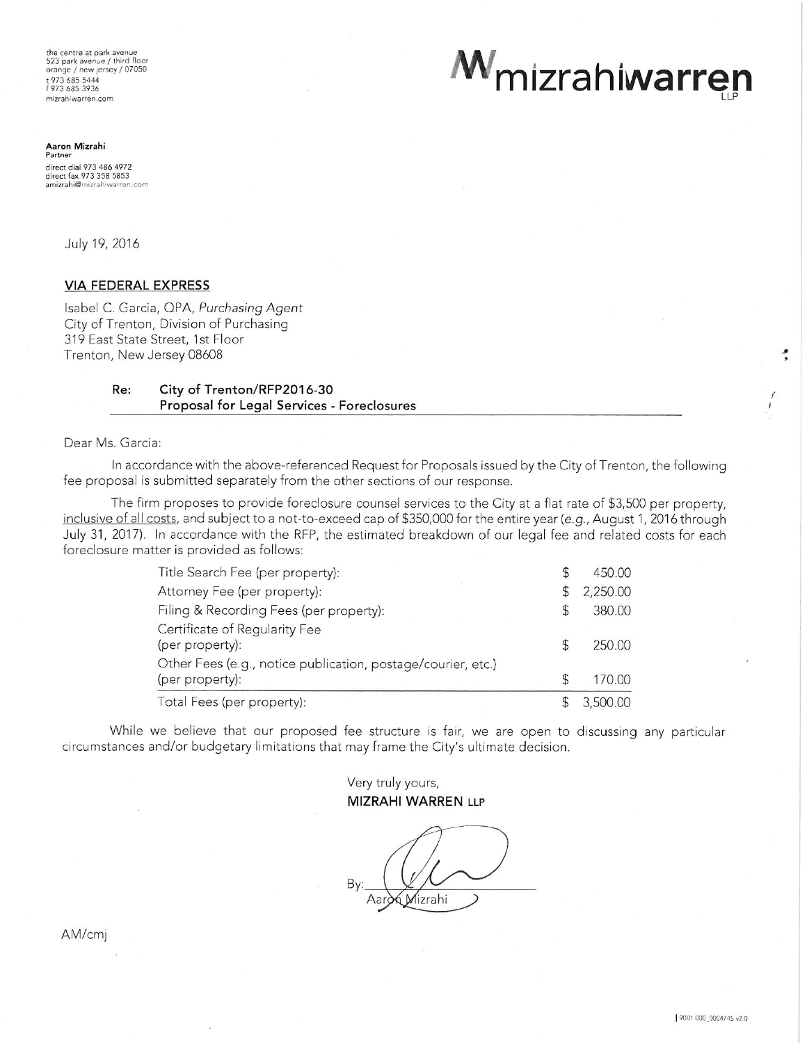the centre at park avenue
523 park avenue / third floor
orange / new jersey / 07050
t 973 685 5444
f 973 685 3936
mizrahiwarren.com

# mizrahiwarren LLP

**Aaron Mizrahi**
Partner
direct dial 973 486 4972
direct fax 973 358 5853
amizrahi@mizrahiwarren.com

July 19, 2016

**VIA FEDERAL EXPRESS**

Isabel C. Garcia, QPA, *Purchasing Agent*
City of Trenton, Division of Purchasing
319 East State Street, 1st Floor
Trenton, New Jersey 08608

**Re: City of Trenton/RFP2016-30**
**Proposal for Legal Services - Foreclosures**

Dear Ms. Garcia:

In accordance with the above-referenced Request for Proposals issued by the City of Trenton, the following fee proposal is submitted separately from the other sections of our response.

The firm proposes to provide foreclosure counsel services to the City at a flat rate of $3,500 per property, inclusive of all costs, and subject to a not-to-exceed cap of $350,000 for the entire year (*e.g.*, August 1, 2016 through July 31, 2017). In accordance with the RFP, the estimated breakdown of our legal fee and related costs for each foreclosure matter is provided as follows:

| Item | Amount |
| --- | --- |
| Title Search Fee (per property): | $ 450.00 |
| Attorney Fee (per property): | $ 2,250.00 |
| Filing & Recording Fees (per property): | $ 380.00 |
| Certificate of Regularity Fee (per property): | $ 250.00 |
| Other Fees (e.g., notice publication, postage/courier, etc.) (per property): | $ 170.00 |
| Total Fees (per property): | $ 3,500.00 |

While we believe that our proposed fee structure is fair, we are open to discussing any particular circumstances and/or budgetary limitations that may frame the City's ultimate decision.

Very truly yours,
**MIZRAHI WARREN LLP**

By: ______________________
Aaron Mizrahi

AM/cmj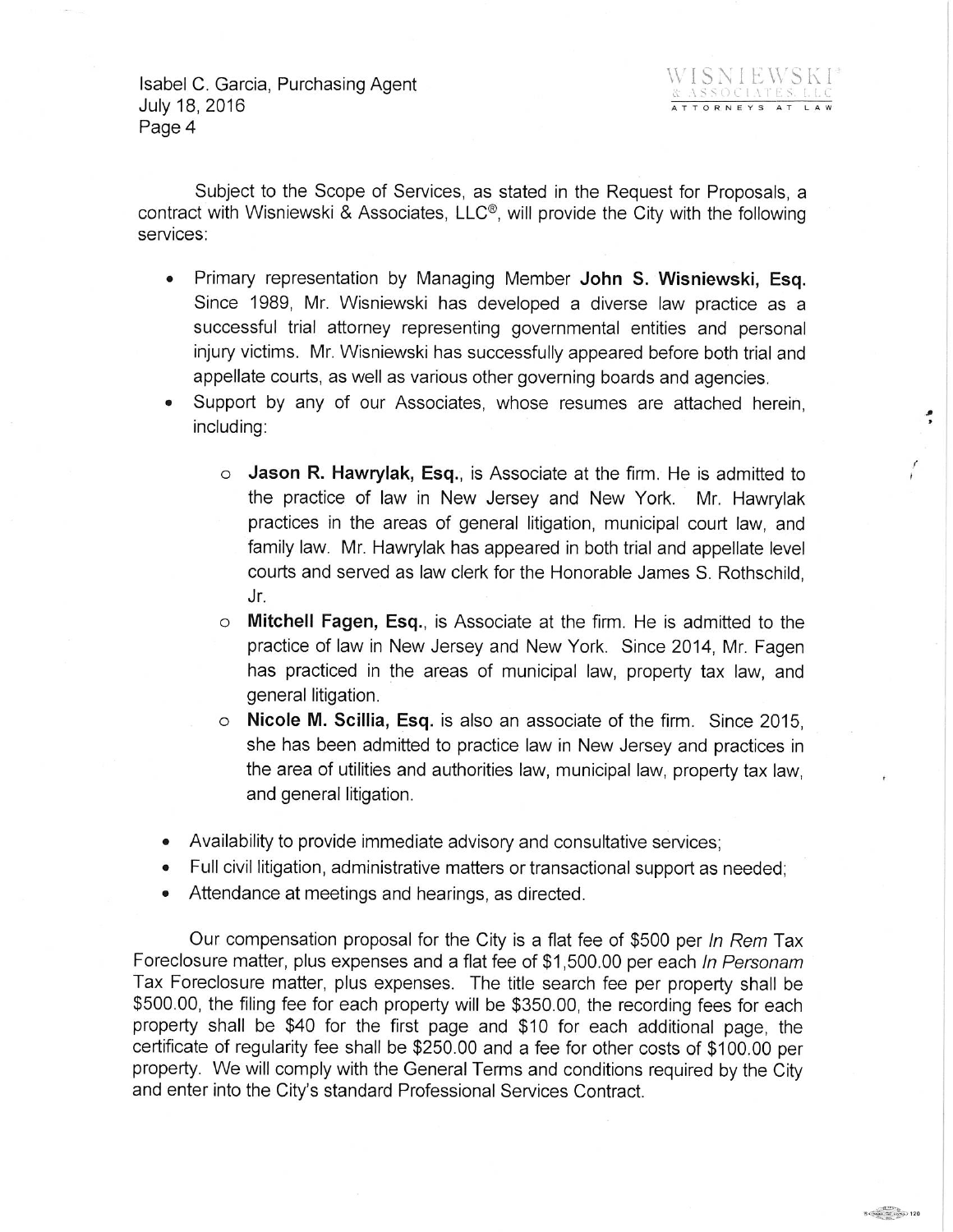Subject to the Scope of Services, as stated in the Request for Proposals, a contract with Wisniewski & Associates, LLC®, will provide the City with the following services:

- Primary representation by Managing Member **John S. Wisniewski, Esq.** Since 1989, Mr. Wisniewski has developed a diverse law practice as a successful trial attorney representing governmental entities and personal injury victims. Mr. Wisniewski has successfully appeared before both trial and appellate courts, as well as various other governing boards and agencies.
- Support by any of our Associates, whose resumes are attached herein, including:
    - **Jason R. Hawrylak, Esq.**, is Associate at the firm. He is admitted to the practice of law in New Jersey and New York. Mr. Hawrylak practices in the areas of general litigation, municipal court law, and family law. Mr. Hawrylak has appeared in both trial and appellate level courts and served as law clerk for the Honorable James S. Rothschild, Jr.
    - **Mitchell Fagen, Esq.**, is Associate at the firm. He is admitted to the practice of law in New Jersey and New York. Since 2014, Mr. Fagen has practiced in the areas of municipal law, property tax law, and general litigation.
    - **Nicole M. Scillia, Esq.** is also an associate of the firm. Since 2015, she has been admitted to practice law in New Jersey and practices in the area of utilities and authorities law, municipal law, property tax law, and general litigation.
- Availability to provide immediate advisory and consultative services;
- Full civil litigation, administrative matters or transactional support as needed;
- Attendance at meetings and hearings, as directed.

Our compensation proposal for the City is a flat fee of $500 per *In Rem* Tax Foreclosure matter, plus expenses and a flat fee of $1,500.00 per each *In Personam* Tax Foreclosure matter, plus expenses. The title search fee per property shall be $500.00, the filing fee for each property will be $350.00, the recording fees for each property shall be $40 for the first page and $10 for each additional page, the certificate of regularity fee shall be $250.00 and a fee for other costs of $100.00 per property. We will comply with the General Terms and conditions required by the City and enter into the City's standard Professional Services Contract.